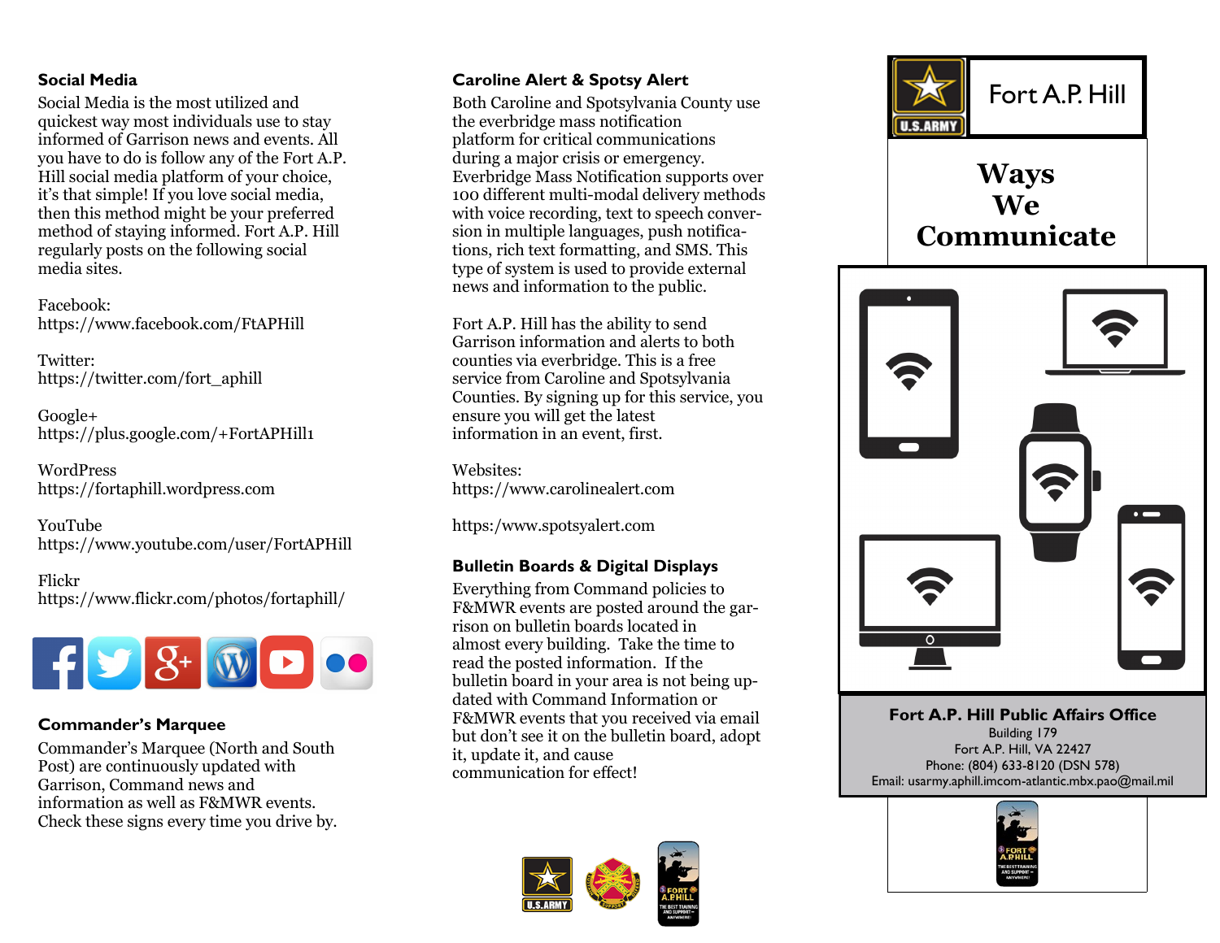## Social Media

Social Media is the most utilized and quickest way most individuals use to stay informed of Garrison news and events. All you have to do is follow any of the Fort A.P. Hill social media platform of your choice, it's that simple! If you love social media, then this method might be your preferred method of staying informed. Fort A.P. Hill regularly posts on the following social media sites.

Facebook:
https://www.facebook.com/FtAPHill

Twitter:
https://twitter.com/fort_aphill

Google+
https://plus.google.com/+FortAPHill1

WordPress
https://fortaphill.wordpress.com

YouTube
https://www.youtube.com/user/FortAPHill

Flickr
https://www.flickr.com/photos/fortaphill/

## Commander's Marquee

Commander's Marquee (North and South Post) are continuously updated with Garrison, Command news and information as well as F&MWR events. Check these signs every time you drive by.

## Caroline Alert & Spotsy Alert

Both Caroline and Spotsylvania County use the everbridge mass notification platform for critical communications during a major crisis or emergency. Everbridge Mass Notification supports over 100 different multi-modal delivery methods with voice recording, text to speech conversion in multiple languages, push notifications, rich text formatting, and SMS. This type of system is used to provide external news and information to the public.

Fort A.P. Hill has the ability to send Garrison information and alerts to both counties via everbridge. This is a free service from Caroline and Spotsylvania Counties. By signing up for this service, you ensure you will get the latest information in an event, first.

Websites:
https://www.carolinealert.com

https:/www.spotsyalert.com

## Bulletin Boards & Digital Displays

Everything from Command policies to F&MWR events are posted around the garrison on bulletin boards located in almost every building. Take the time to read the posted information. If the bulletin board in your area is not being updated with Command Information or F&MWR events that you received via email but don't see it on the bulletin board, adopt it, update it, and cause communication for effect!

U.S. ARMY

# Fort A.P. Hill

# Ways We Communicate

**Fort A.P. Hill Public Affairs Office**
Building 179
Fort A.P. Hill, VA 22427
Phone: (804) 633-8120 (DSN 578)
Email: usarmy.aphill.imcom-atlantic.mbx.pao@mail.mil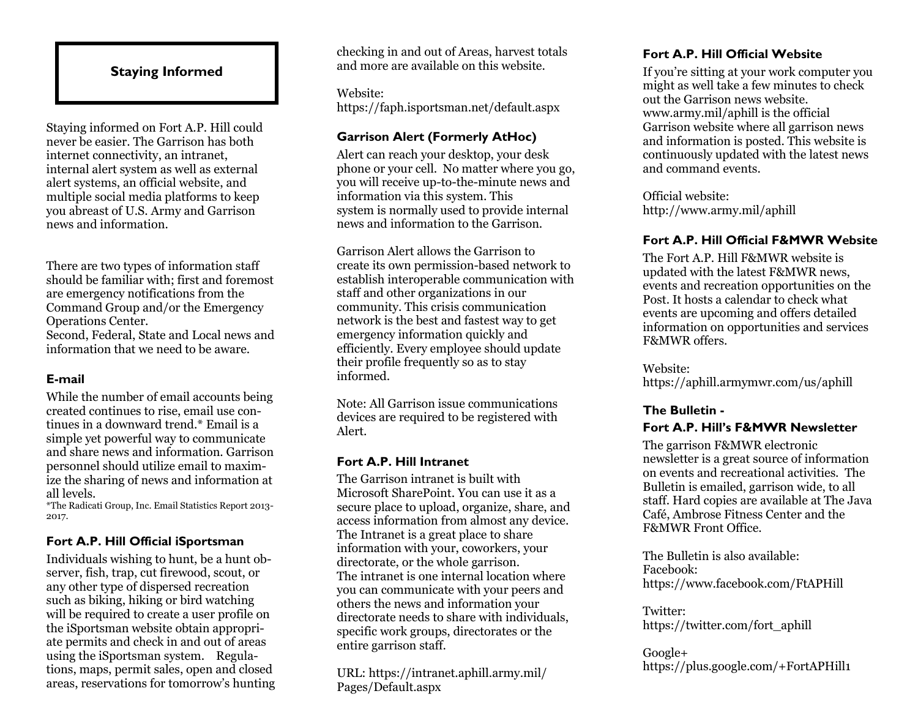## Staying Informed

Staying informed on Fort A.P. Hill could never be easier. The Garrison has both internet connectivity, an intranet, internal alert system as well as external alert systems, an official website, and multiple social media platforms to keep you abreast of U.S. Army and Garrison news and information.

There are two types of information staff should be familiar with; first and foremost are emergency notifications from the Command Group and/or the Emergency Operations Center.
Second, Federal, State and Local news and information that we need to be aware.

### E-mail

While the number of email accounts being created continues to rise, email use continues in a downward trend.* Email is a simple yet powerful way to communicate and share news and information. Garrison personnel should utilize email to maximize the sharing of news and information at all levels.

*The Radicati Group, Inc. Email Statistics Report 2013-2017.

### Fort A.P. Hill Official iSportsman

Individuals wishing to hunt, be a hunt observer, fish, trap, cut firewood, scout, or any other type of dispersed recreation such as biking, hiking or bird watching will be required to create a user profile on the iSportsman website obtain appropriate permits and check in and out of areas using the iSportsman system. Regulations, maps, permit sales, open and closed areas, reservations for tomorrow's hunting checking in and out of Areas, harvest totals and more are available on this website.

Website:
https://faph.isportsman.net/default.aspx

### Garrison Alert (Formerly AtHoc)

Alert can reach your desktop, your desk phone or your cell. No matter where you go, you will receive up-to-the-minute news and information via this system. This system is normally used to provide internal news and information to the Garrison.

Garrison Alert allows the Garrison to create its own permission-based network to establish interoperable communication with staff and other organizations in our community. This crisis communication network is the best and fastest way to get emergency information quickly and efficiently. Every employee should update their profile frequently so as to stay informed.

Note: All Garrison issue communications devices are required to be registered with Alert.

### Fort A.P. Hill Intranet

The Garrison intranet is built with Microsoft SharePoint. You can use it as a secure place to upload, organize, share, and access information from almost any device. The Intranet is a great place to share information with your, coworkers, your directorate, or the whole garrison.
The intranet is one internal location where you can communicate with your peers and others the news and information your directorate needs to share with individuals, specific work groups, directorates or the entire garrison staff.

URL: https://intranet.aphill.army.mil/Pages/Default.aspx

### Fort A.P. Hill Official Website

If you're sitting at your work computer you might as well take a few minutes to check out the Garrison news website. www.army.mil/aphill is the official Garrison website where all garrison news and information is posted. This website is continuously updated with the latest news and command events.

Official website:
http://www.army.mil/aphill

### Fort A.P. Hill Official F&MWR Website

The Fort A.P. Hill F&MWR website is updated with the latest F&MWR news, events and recreation opportunities on the Post. It hosts a calendar to check what events are upcoming and offers detailed information on opportunities and services F&MWR offers.

Website:
https://aphill.armymwr.com/us/aphill

### The Bulletin - Fort A.P. Hill's F&MWR Newsletter

The garrison F&MWR electronic newsletter is a great source of information on events and recreational activities. The Bulletin is emailed, garrison wide, to all staff. Hard copies are available at The Java Café, Ambrose Fitness Center and the F&MWR Front Office.

The Bulletin is also available:
Facebook:
https://www.facebook.com/FtAPHill

Twitter:
https://twitter.com/fort_aphill

Google+
https://plus.google.com/+FortAPHill1